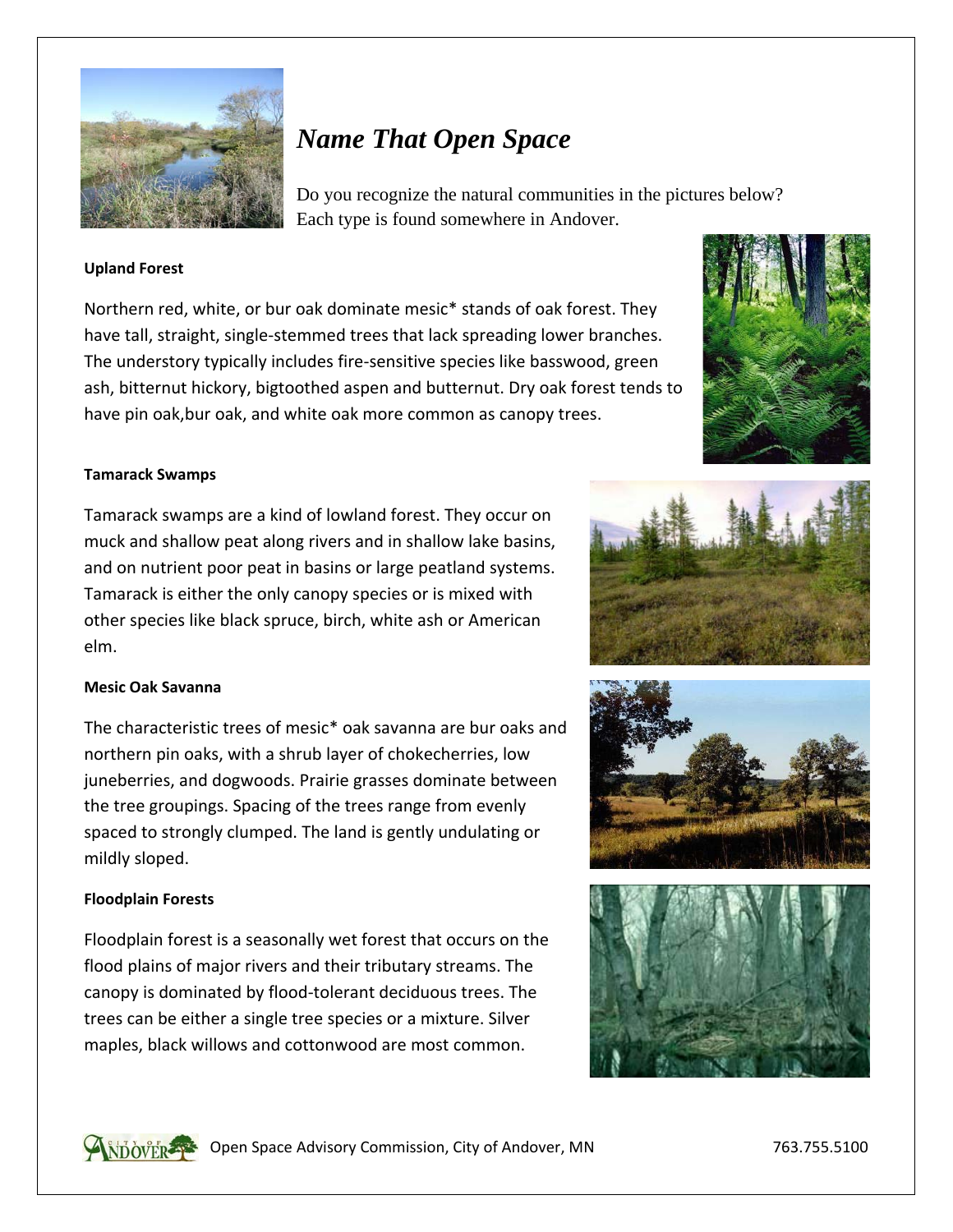# *Name That Open Space*

Do you recognize the natural communities in the pictures below? Each type is found somewhere in Andover.

**Upland Forest**

Northern red, white, or bur oak dominate mesic* stands of oak forest. They have tall, straight, single-stemmed trees that lack spreading lower branches. The understory typically includes fire-sensitive species like basswood, green ash, bitternut hickory, bigtoothed aspen and butternut. Dry oak forest tends to have pin oak,bur oak, and white oak more common as canopy trees.

**Tamarack Swamps**

Tamarack swamps are a kind of lowland forest. They occur on muck and shallow peat along rivers and in shallow lake basins, and on nutrient poor peat in basins or large peatland systems. Tamarack is either the only canopy species or is mixed with other species like black spruce, birch, white ash or American elm.

**Mesic Oak Savanna**

The characteristic trees of mesic* oak savanna are bur oaks and northern pin oaks, with a shrub layer of chokecherries, low juneberries, and dogwoods. Prairie grasses dominate between the tree groupings. Spacing of the trees range from evenly spaced to strongly clumped. The land is gently undulating or mildly sloped.

**Floodplain Forests**

Floodplain forest is a seasonally wet forest that occurs on the flood plains of major rivers and their tributary streams. The canopy is dominated by flood-tolerant deciduous trees. The trees can be either a single tree species or a mixture. Silver maples, black willows and cottonwood are most common.

Open Space Advisory Commission, City of Andover, MN 763.755.5100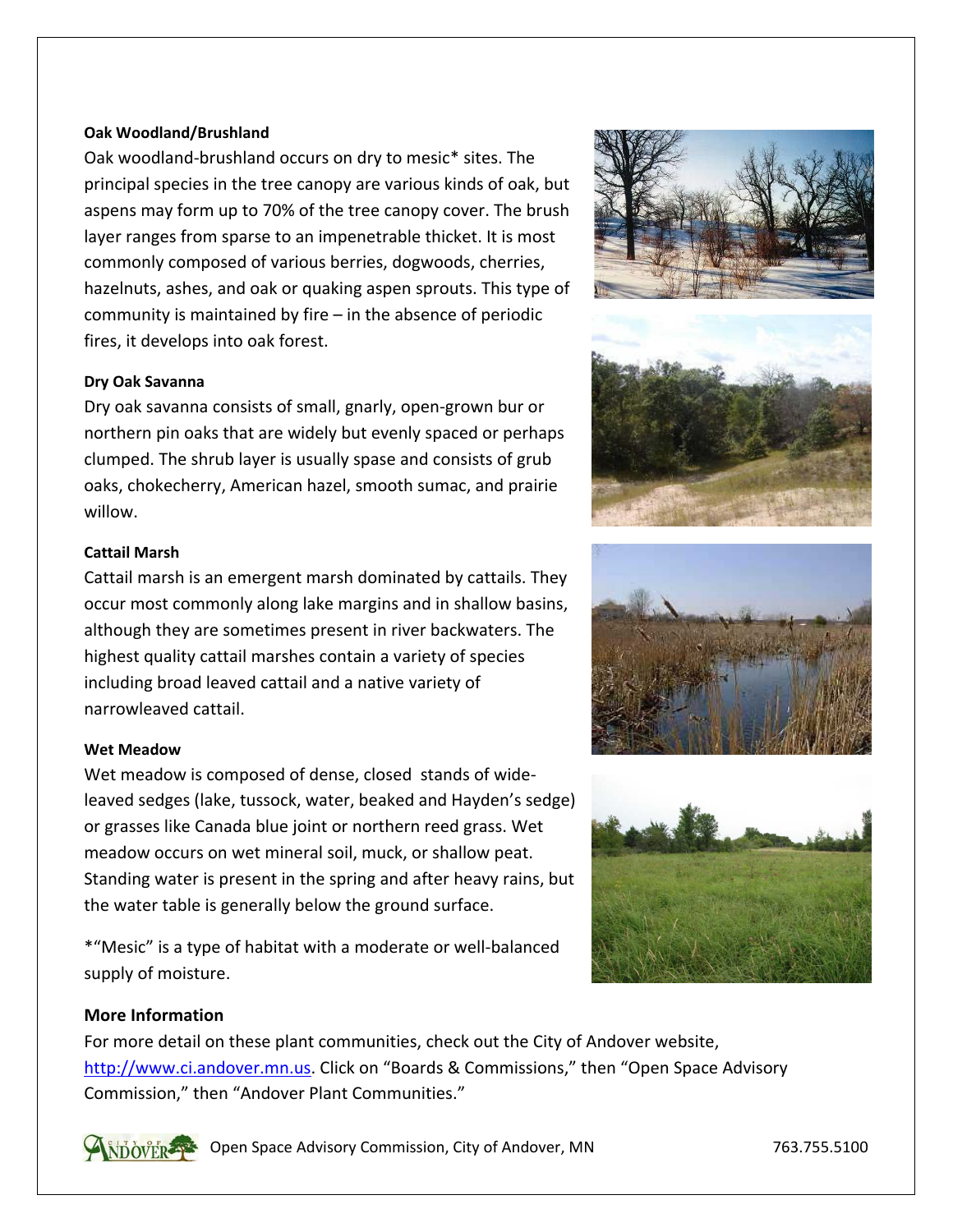### Oak Woodland/Brushland

Oak woodland-brushland occurs on dry to mesic* sites. The principal species in the tree canopy are various kinds of oak, but aspens may form up to 70% of the tree canopy cover. The brush layer ranges from sparse to an impenetrable thicket. It is most commonly composed of various berries, dogwoods, cherries, hazelnuts, ashes, and oak or quaking aspen sprouts. This type of community is maintained by fire – in the absence of periodic fires, it develops into oak forest.

### Dry Oak Savanna

Dry oak savanna consists of small, gnarly, open-grown bur or northern pin oaks that are widely but evenly spaced or perhaps clumped. The shrub layer is usually spase and consists of grub oaks, chokecherry, American hazel, smooth sumac, and prairie willow.

### Cattail Marsh

Cattail marsh is an emergent marsh dominated by cattails. They occur most commonly along lake margins and in shallow basins, although they are sometimes present in river backwaters. The highest quality cattail marshes contain a variety of species including broad leaved cattail and a native variety of narrowleaved cattail.

### Wet Meadow

Wet meadow is composed of dense, closed stands of wide-leaved sedges (lake, tussock, water, beaked and Hayden's sedge) or grasses like Canada blue joint or northern reed grass. Wet meadow occurs on wet mineral soil, muck, or shallow peat. Standing water is present in the spring and after heavy rains, but the water table is generally below the ground surface.

*"Mesic" is a type of habitat with a moderate or well-balanced supply of moisture.

## More Information

For more detail on these plant communities, check out the City of Andover website, [http://www.ci.andover.mn.us](http://www.ci.andover.mn.us). Click on "Boards & Commissions," then "Open Space Advisory Commission," then "Andover Plant Communities."

Open Space Advisory Commission, City of Andover, MN 763.755.5100